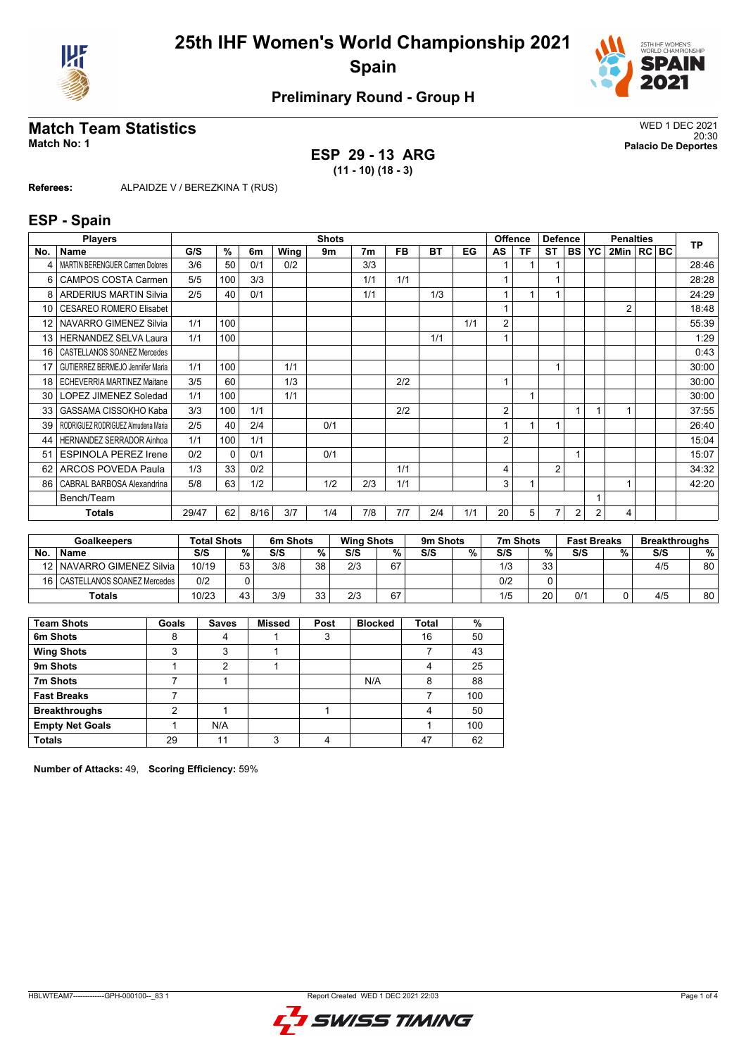# 25th IHF Women's World Championship 2021
## Spain

### Preliminary Round - Group H

## Match Team Statistics

**Match No: 1**

WED 1 DEC 2021
20:30
**Palacio De Deportes**

**ESP 29 - 13 ARG**
**(11 - 10) (18 - 3)**

**Referees:** ALPAIDZE V / BEREZKINA T (RUS)

## ESP - Spain

| Players | | Shots | | | | | | | | | Offence | | Defence | | Penalties | | | | | TP |
|---|---|---|---|---|---|---|---|---|---|---|---|---|---|---|---|---|---|---|---|---|
| No. | Name | G/S | % | 6m | Wing | 9m | 7m | FB | BT | EG | AS | TF | ST | BS | YC | 2Min | RC | BC | | |
| 4 | MARTIN BERENGUER Carmen Dolores | 3/6 | 50 | 0/1 | 0/2 | | 3/3 | | | | 1 | 1 | 1 | | | | | | | 28:46 |
| 6 | CAMPOS COSTA Carmen | 5/5 | 100 | 3/3 | | | 1/1 | 1/1 | | | 1 | | 1 | | | | | | | 28:28 |
| 8 | ARDERIUS MARTIN Silvia | 2/5 | 40 | 0/1 | | | 1/1 | | 1/3 | | 1 | 1 | 1 | | | | | | | 24:29 |
| 10 | CESAREO ROMERO Elisabet | | | | | | | | | | 1 | | | | | 2 | | | | 18:48 |
| 12 | NAVARRO GIMENEZ Silvia | 1/1 | 100 | | | | | | | 1/1 | 2 | | | | | | | | | 55:39 |
| 13 | HERNANDEZ SELVA Laura | 1/1 | 100 | | | | | | 1/1 | | 1 | | | | | | | | | 1:29 |
| 16 | CASTELLANOS SOANEZ Mercedes | | | | | | | | | | | | | | | | | | | 0:43 |
| 17 | GUTIERREZ BERMEJO Jennifer Maria | 1/1 | 100 | | 1/1 | | | | | | | | 1 | | | | | | | 30:00 |
| 18 | ECHEVERRIA MARTINEZ Maitane | 3/5 | 60 | | 1/3 | | | 2/2 | | | 1 | | | | | | | | | 30:00 |
| 30 | LOPEZ JIMENEZ Soledad | 1/1 | 100 | | 1/1 | | | | | | | 1 | | | | | | | | 30:00 |
| 33 | GASSAMA CISSOKHO Kaba | 3/3 | 100 | 1/1 | | | | 2/2 | | | 2 | | | 1 | 1 | 1 | | | | 37:55 |
| 39 | RODRIGUEZ RODRIGUEZ Almudena Maria | 2/5 | 40 | 2/4 | | 0/1 | | | | | 1 | 1 | 1 | | | | | | | 26:40 |
| 44 | HERNANDEZ SERRADOR Ainhoa | 1/1 | 100 | 1/1 | | | | | | | 2 | | | | | | | | | 15:04 |
| 51 | ESPINOLA PEREZ Irene | 0/2 | 0 | 0/1 | | 0/1 | | | | | | | | 1 | | | | | | 15:07 |
| 62 | ARCOS POVEDA Paula | 1/3 | 33 | 0/2 | | | | 1/1 | | | 4 | | 2 | | | | | | | 34:32 |
| 86 | CABRAL BARBOSA Alexandrina | 5/8 | 63 | 1/2 | | 1/2 | 2/3 | 1/1 | | | 3 | 1 | | | | 1 | | | | 42:20 |
| | Bench/Team | | | | | | | | | | | | | | 1 | | | | | |
| | **Totals** | 29/47 | 62 | 8/16 | 3/7 | 1/4 | 7/8 | 7/7 | 2/4 | 1/1 | 20 | 5 | 7 | 2 | 2 | 4 | | | | |

| Goalkeepers | | Total Shots | | 6m Shots | | Wing Shots | | 9m Shots | | 7m Shots | | Fast Breaks | | Breakthroughs | |
|---|---|---|---|---|---|---|---|---|---|---|---|---|---|---|---|
| No. | Name | S/S | % | S/S | % | S/S | % | S/S | % | S/S | % | S/S | % | S/S | % |
| 12 | NAVARRO GIMENEZ Silvia | 10/19 | 53 | 3/8 | 38 | 2/3 | 67 | | | 1/3 | 33 | | | 4/5 | 80 |
| 16 | CASTELLANOS SOANEZ Mercedes | 0/2 | 0 | | | | | | | 0/2 | 0 | | | | |
| | **Totals** | 10/23 | 43 | 3/9 | 33 | 2/3 | 67 | | | 1/5 | 20 | 0/1 | 0 | 4/5 | 80 |

| Team Shots | Goals | Saves | Missed | Post | Blocked | Total | % |
|---|---|---|---|---|---|---|---|
| 6m Shots | 8 | 4 | 1 | 3 | | 16 | 50 |
| Wing Shots | 3 | 3 | 1 | | | 7 | 43 |
| 9m Shots | 1 | 2 | 1 | | | 4 | 25 |
| 7m Shots | 7 | 1 | | | N/A | 8 | 88 |
| Fast Breaks | 7 | | | | | 7 | 100 |
| Breakthroughs | 2 | 1 | | 1 | | 4 | 50 |
| Empty Net Goals | 1 | N/A | | | | 1 | 100 |
| **Totals** | 29 | 11 | 3 | 4 | | 47 | 62 |

**Number of Attacks:** 49, **Scoring Efficiency:** 59%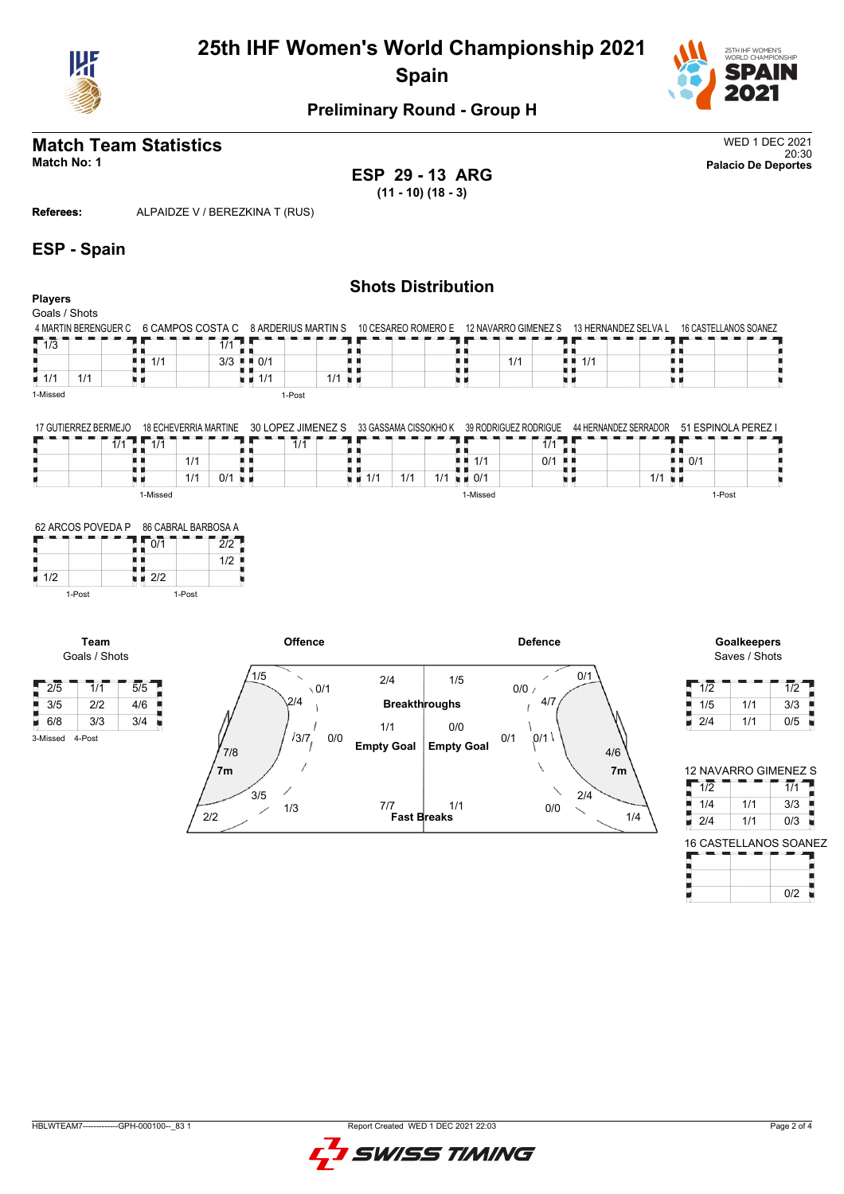# 25th IHF Women's World Championship 2021

## Spain

### Preliminary Round - Group H

## Match Team Statistics

**Match No: 1**

WED 1 DEC 2021
20:30
**Palacio De Deportes**

**ESP 29 - 13 ARG**
**(11 - 10) (18 - 3)**

**Referees:** ALPAIDZE V / BEREZKINA T (RUS)

## ESP - Spain

### Shots Distribution

**Players**
Goals / Shots

**4 MARTIN BERENGUER C**

| | | |
|---|---|---|
| 1/3 | | |
| | | |
| 1/1 | 1/1 | |

1-Missed

**6 CAMPOS COSTA C**

| | | |
|---|---|---|
| | | 1/1 |
| 1/1 | | 3/3 |
| | | |

**8 ARDERIUS MARTIN S**

| | | |
|---|---|---|
| | | |
| 0/1 | | |
| 1/1 | | 1/1 |

1-Post

**10 CESAREO ROMERO E**

| | | |
|---|---|---|
| | | |
| | | |
| | | |

**12 NAVARRO GIMENEZ S**

| | | |
|---|---|---|
| | | |
| | 1/1 | |
| | | |

**13 HERNANDEZ SELVA L**

| | | |
|---|---|---|
| | | |
| 1/1 | | |
| | | |

**16 CASTELLANOS SOANEZ**

| | | |
|---|---|---|
| | | |
| | | |
| | | |

**17 GUTIERREZ BERMEJO**

| | | |
|---|---|---|
| | | 1/1 |
| | | |
| | | |

**18 ECHEVERRIA MARTINE**

| | | |
|---|---|---|
| 1/1 | | |
| | 1/1 | |
| | 1/1 | 0/1 |

1-Missed

**30 LOPEZ JIMENEZ S**

| | | |
|---|---|---|
| | 1/1 | |
| | | |
| | | |

**33 GASSAMA CISSOKHO K**

| | | |
|---|---|---|
| | | |
| | | |
| 1/1 | 1/1 | 1/1 |

**39 RODRIGUEZ RODRIGUE**

| | | |
|---|---|---|
| | | 1/1 |
| 1/1 | | 0/1 |
| 0/1 | | |

1-Missed

**44 HERNANDEZ SERRADOR**

| | | |
|---|---|---|
| | | |
| | | |
| | | 1/1 |

**51 ESPINOLA PEREZ I**

| | | |
|---|---|---|
| | | |
| 0/1 | | |
| | | |

1-Post

**62 ARCOS POVEDA P**

| | | |
|---|---|---|
| | | |
| | | |
| 1/2 | | |

1-Post

**86 CABRAL BARBOSA A**

| | | |
|---|---|---|
| 0/1 | | 2/2 |
| | | 1/2 |
| 2/2 | | |

1-Post

**Team**
Goals / Shots

| | | |
|---|---|---|
| 2/5 | 1/1 | 5/5 |
| 3/5 | 2/2 | 4/6 |
| 6/8 | 3/3 | 3/4 |

3-Missed 4-Post

**Offence**

| Zone | Goals / Shots |
|---|---|
| Left wing | 1/5 |
| Left back (9m) | 0/1 |
| Left 6m | 2/4 |
| Centre 6m | 3/7 |
| Centre 9m | 0/0 |
| 7m | 7/8 |
| Right 6m | 3/5 |
| Right 9m | 1/3 |
| Right wing | 2/2 |
| Breakthroughs | 2/4 |
| Empty Goal | 1/1 |
| Fast Breaks | 7/7 |

**Defence**

| Zone | Goals / Shots |
|---|---|
| Breakthroughs | 1/5 |
| Empty Goal | 0/0 |
| Fast Breaks | 1/1 |
| 9m | 0/0 |
| Wing | 0/1 |
| 6m | 4/7 |
| 9m | 0/1 |
| 6m | 0/1 |
| 7m | 4/6 |
| 6m | 2/4 |
| 9m | 0/0 |
| Wing | 1/4 |

**Goalkeepers**
Saves / Shots

| | | |
|---|---|---|
| 1/2 | | 1/2 |
| 1/5 | 1/1 | 3/3 |
| 2/4 | 1/1 | 0/5 |

**12 NAVARRO GIMENEZ S**

| | | |
|---|---|---|
| 1/2 | | 1/1 |
| 1/4 | 1/1 | 3/3 |
| 2/4 | 1/1 | 0/3 |

**16 CASTELLANOS SOANEZ**

| | | |
|---|---|---|
| | | |
| | | |
| | | 0/2 |

HBLWTEAM7--------------GPH-000100--_83 1 Report Created WED 1 DEC 2021 22:03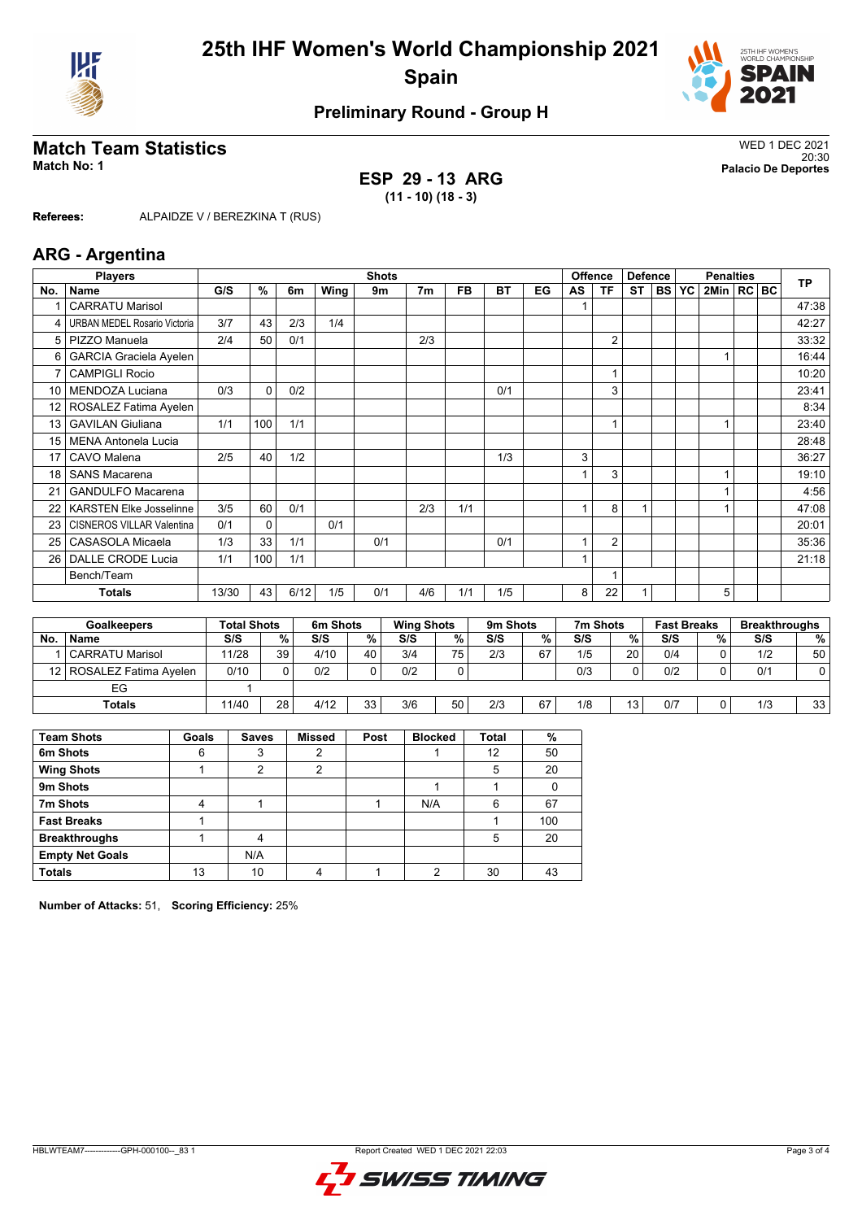# 25th IHF Women's World Championship 2021
## Spain

### Preliminary Round - Group H

## Match Team Statistics

**Match No: 1**

WED 1 DEC 2021
20:30
**Palacio De Deportes**

**ESP 29 - 13 ARG**
**(11 - 10) (18 - 3)**

**Referees:** ALPAIDZE V / BEREZKINA T (RUS)

## ARG - Argentina

| Players | | Shots | | | | | | | | | Offence | | Defence | | | Penalties | | | TP |
|---|---|---|---|---|---|---|---|---|---|---|---|---|---|---|---|---|---|---|---|
| No. | Name | G/S | % | 6m | Wing | 9m | 7m | FB | BT | EG | AS | TF | ST | BS | YC | 2Min | RC | BC | |
| 1 | CARRATU Marisol | | | | | | | | | | 1 | | | | | | | | 47:38 |
| 4 | URBAN MEDEL Rosario Victoria | 3/7 | 43 | 2/3 | 1/4 | | | | | | | | | | | | | | 42:27 |
| 5 | PIZZO Manuela | 2/4 | 50 | 0/1 | | | 2/3 | | | | | 2 | | | | | | | 33:32 |
| 6 | GARCIA Graciela Ayelen | | | | | | | | | | | | | | | 1 | | | 16:44 |
| 7 | CAMPIGLI Rocio | | | | | | | | | | | 1 | | | | | | | 10:20 |
| 10 | MENDOZA Luciana | 0/3 | 0 | 0/2 | | | | | 0/1 | | | 3 | | | | | | | 23:41 |
| 12 | ROSALEZ Fatima Ayelen | | | | | | | | | | | | | | | | | | 8:34 |
| 13 | GAVILAN Giuliana | 1/1 | 100 | 1/1 | | | | | | | | 1 | | | | 1 | | | 23:40 |
| 15 | MENA Antonela Lucia | | | | | | | | | | | | | | | | | | 28:48 |
| 17 | CAVO Malena | 2/5 | 40 | 1/2 | | | | | 1/3 | | 3 | | | | | | | | 36:27 |
| 18 | SANS Macarena | | | | | | | | | | 1 | 3 | | | | 1 | | | 19:10 |
| 21 | GANDULFO Macarena | | | | | | | | | | | | | | | 1 | | | 4:56 |
| 22 | KARSTEN Elke Josselinne | 3/5 | 60 | 0/1 | | | 2/3 | 1/1 | | | 1 | 8 | 1 | | | 1 | | | 47:08 |
| 23 | CISNEROS VILLAR Valentina | 0/1 | 0 | | 0/1 | | | | | | | | | | | | | | 20:01 |
| 25 | CASASOLA Micaela | 1/3 | 33 | 1/1 | | 0/1 | | | 0/1 | | 1 | 2 | | | | | | | 35:36 |
| 26 | DALLE CRODE Lucia | 1/1 | 100 | 1/1 | | | | | | | 1 | | | | | | | | 21:18 |
| | Bench/Team | | | | | | | | | | | 1 | | | | | | | |
| | **Totals** | 13/30 | 43 | 6/12 | 1/5 | 0/1 | 4/6 | 1/1 | 1/5 | | 8 | 22 | 1 | | | 5 | | | |

| Goalkeepers | | Total Shots | | 6m Shots | | Wing Shots | | 9m Shots | | 7m Shots | | Fast Breaks | | Breakthroughs | |
|---|---|---|---|---|---|---|---|---|---|---|---|---|---|---|---|
| No. | Name | S/S | % | S/S | % | S/S | % | S/S | % | S/S | % | S/S | % | S/S | % |
| 1 | CARRATU Marisol | 11/28 | 39 | 4/10 | 40 | 3/4 | 75 | 2/3 | 67 | 1/5 | 20 | 0/4 | 0 | 1/2 | 50 |
| 12 | ROSALEZ Fatima Ayelen | 0/10 | 0 | 0/2 | 0 | 0/2 | 0 | | | 0/3 | 0 | 0/2 | 0 | 0/1 | 0 |
| | EG | 1 | | | | | | | | | | | | | |
| | **Totals** | 11/40 | 28 | 4/12 | 33 | 3/6 | 50 | 2/3 | 67 | 1/8 | 13 | 0/7 | 0 | 1/3 | 33 |

| Team Shots | Goals | Saves | Missed | Post | Blocked | Total | % |
|---|---|---|---|---|---|---|---|
| 6m Shots | 6 | 3 | 2 | | 1 | 12 | 50 |
| Wing Shots | 1 | 2 | 2 | | | 5 | 20 |
| 9m Shots | | | | | 1 | 1 | 0 |
| 7m Shots | 4 | 1 | | 1 | N/A | 6 | 67 |
| Fast Breaks | 1 | | | | | 1 | 100 |
| Breakthroughs | 1 | 4 | | | | 5 | 20 |
| Empty Net Goals | | N/A | | | | | |
| Totals | 13 | 10 | 4 | 1 | 2 | 30 | 43 |

**Number of Attacks:** 51, **Scoring Efficiency:** 25%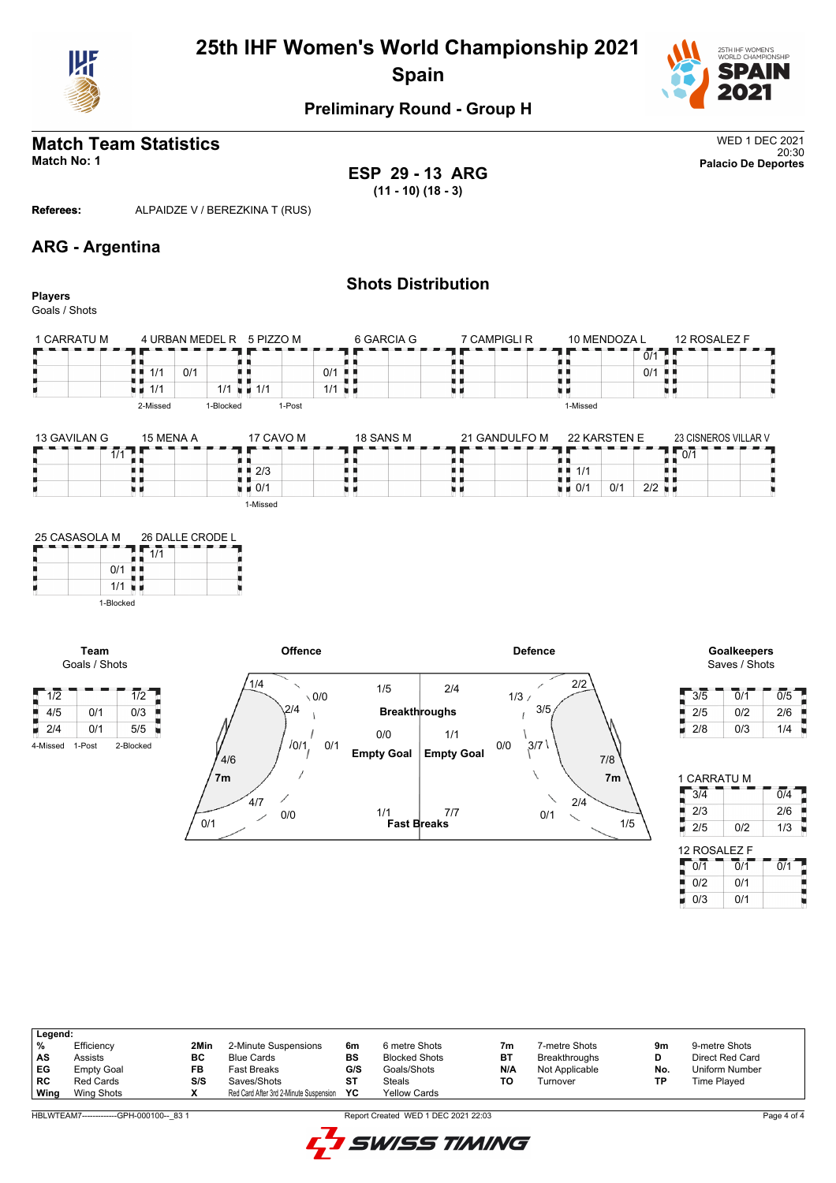# 25th IHF Women's World Championship 2021
## Spain

### Preliminary Round - Group H

## Match Team Statistics

**Match No: 1**

WED 1 DEC 2021
20:30
**Palacio De Deportes**

**ESP 29 - 13 ARG**
**(11 - 10) (18 - 3)**

**Referees:** ALPAIDZE V / BEREZKINA T (RUS)

## ARG - Argentina

### Shots Distribution

**Players**
Goals / Shots

1 CARRATU M

4 URBAN MEDEL R
1/1 0/1
1/1 1/1
2-Missed 1-Blocked

5 PIZZO M
0/1
1/1 1/1
1-Post

6 GARCIA G

7 CAMPIGLI R

10 MENDOZA L
0/1
0/1
1-Missed

12 ROSALEZ F

13 GAVILAN G
1/1

15 MENA A

17 CAVO M
2/3
0/1
1-Missed

18 SANS M

21 GANDULFO M

22 KARSTEN E
1/1
0/1 0/1 2/2

23 CISNEROS VILLAR V
0/1

25 CASASOLA M
0/1
1/1
1-Blocked

26 DALLE CRODE L
1/1

**Team**
Goals / Shots

| | | |
|---|---|---|
| 1/2 | | 1/2 |
| 4/5 | 0/1 | 0/3 |
| 2/4 | 0/1 | 5/5 |

4-Missed 1-Post 2-Blocked

**Offence**

1/4
0/0
2/4
0/1
0/1
4/6
7m
4/7
0/0
0/1
1/5 Breakthroughs 2/4
0/0 Empty Goal 1/1 Empty Goal
1/1 Fast Breaks 7/7

**Defence**

2/2
1/3
3/5
0/0
3/7
7/8
7m
2/4
0/1
1/5

**Goalkeepers**
Saves / Shots

| | | |
|---|---|---|
| 3/5 | 0/1 | 0/5 |
| 2/5 | 0/2 | 2/6 |
| 2/8 | 0/3 | 1/4 |

1 CARRATU M

| | | |
|---|---|---|
| 3/4 | | 0/4 |
| 2/3 | | 2/6 |
| 2/5 | 0/2 | 1/3 |

12 ROSALEZ F

| | | |
|---|---|---|
| 0/1 | 0/1 | 0/1 |
| 0/2 | 0/1 | |
| 0/3 | 0/1 | |

**Legend:**

| | | | | | | | | | |
|---|---|---|---|---|---|---|---|---|---|
| % | Efficiency | 2Min | 2-Minute Suspensions | 6m | 6 metre Shots | 7m | 7-metre Shots | 9m | 9-metre Shots |
| AS | Assists | BC | Blue Cards | BS | Blocked Shots | BT | Breakthroughs | D | Direct Red Card |
| EG | Empty Goal | FB | Fast Breaks | G/S | Goals/Shots | N/A | Not Applicable | No. | Uniform Number |
| RC | Red Cards | S/S | Saves/Shots | ST | Steals | TO | Turnover | TP | Time Played |
| Wing | Wing Shots | X | Red Card After 3rd 2-Minute Suspension | YC | Yellow Cards | | | | |

HBLWTEAM7-------------GPH-000100--_83 1 Report Created WED 1 DEC 2021 22:03